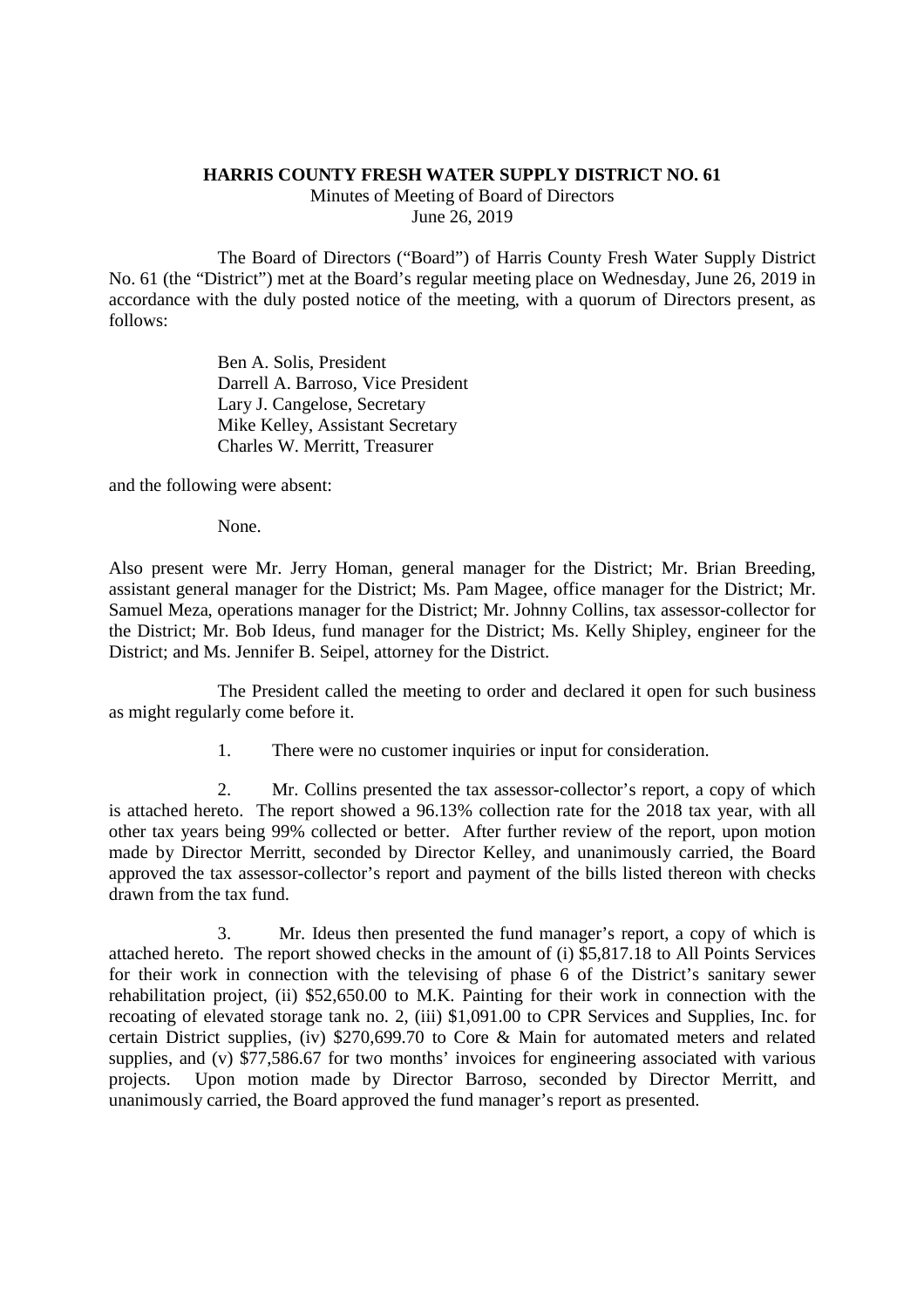# HARRIS COUNTY FRESH WATER SUPPLY DISTRICT NO. 61

Minutes of Meeting of Board of Directors
June 26, 2019

The Board of Directors ("Board") of Harris County Fresh Water Supply District No. 61 (the "District") met at the Board's regular meeting place on Wednesday, June 26, 2019 in accordance with the duly posted notice of the meeting, with a quorum of Directors present, as follows:

Ben A. Solis, President
Darrell A. Barroso, Vice President
Lary J. Cangelose, Secretary
Mike Kelley, Assistant Secretary
Charles W. Merritt, Treasurer

and the following were absent:

None.

Also present were Mr. Jerry Homan, general manager for the District; Mr. Brian Breeding, assistant general manager for the District; Ms. Pam Magee, office manager for the District; Mr. Samuel Meza, operations manager for the District; Mr. Johnny Collins, tax assessor-collector for the District; Mr. Bob Ideus, fund manager for the District; Ms. Kelly Shipley, engineer for the District; and Ms. Jennifer B. Seipel, attorney for the District.

The President called the meeting to order and declared it open for such business as might regularly come before it.

1. There were no customer inquiries or input for consideration.

2. Mr. Collins presented the tax assessor-collector's report, a copy of which is attached hereto. The report showed a 96.13% collection rate for the 2018 tax year, with all other tax years being 99% collected or better. After further review of the report, upon motion made by Director Merritt, seconded by Director Kelley, and unanimously carried, the Board approved the tax assessor-collector's report and payment of the bills listed thereon with checks drawn from the tax fund.

3. Mr. Ideus then presented the fund manager's report, a copy of which is attached hereto. The report showed checks in the amount of (i) $5,817.18 to All Points Services for their work in connection with the televising of phase 6 of the District's sanitary sewer rehabilitation project, (ii) $52,650.00 to M.K. Painting for their work in connection with the recoating of elevated storage tank no. 2, (iii) $1,091.00 to CPR Services and Supplies, Inc. for certain District supplies, (iv) $270,699.70 to Core & Main for automated meters and related supplies, and (v) $77,586.67 for two months' invoices for engineering associated with various projects. Upon motion made by Director Barroso, seconded by Director Merritt, and unanimously carried, the Board approved the fund manager's report as presented.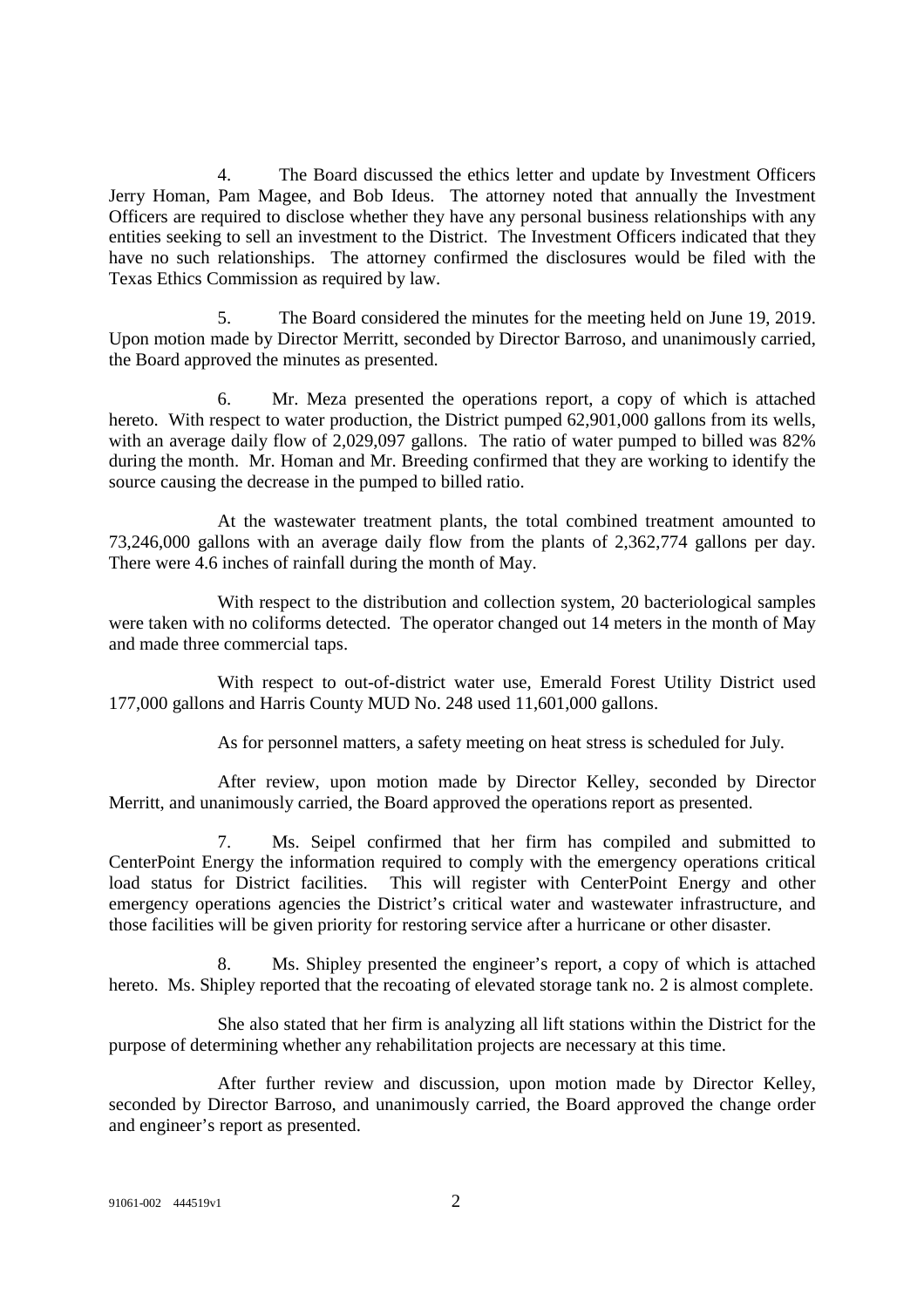4. The Board discussed the ethics letter and update by Investment Officers Jerry Homan, Pam Magee, and Bob Ideus. The attorney noted that annually the Investment Officers are required to disclose whether they have any personal business relationships with any entities seeking to sell an investment to the District. The Investment Officers indicated that they have no such relationships. The attorney confirmed the disclosures would be filed with the Texas Ethics Commission as required by law.

5. The Board considered the minutes for the meeting held on June 19, 2019. Upon motion made by Director Merritt, seconded by Director Barroso, and unanimously carried, the Board approved the minutes as presented.

6. Mr. Meza presented the operations report, a copy of which is attached hereto. With respect to water production, the District pumped 62,901,000 gallons from its wells, with an average daily flow of 2,029,097 gallons. The ratio of water pumped to billed was 82% during the month. Mr. Homan and Mr. Breeding confirmed that they are working to identify the source causing the decrease in the pumped to billed ratio.

At the wastewater treatment plants, the total combined treatment amounted to 73,246,000 gallons with an average daily flow from the plants of 2,362,774 gallons per day. There were 4.6 inches of rainfall during the month of May.

With respect to the distribution and collection system, 20 bacteriological samples were taken with no coliforms detected. The operator changed out 14 meters in the month of May and made three commercial taps.

With respect to out-of-district water use, Emerald Forest Utility District used 177,000 gallons and Harris County MUD No. 248 used 11,601,000 gallons.

As for personnel matters, a safety meeting on heat stress is scheduled for July.

After review, upon motion made by Director Kelley, seconded by Director Merritt, and unanimously carried, the Board approved the operations report as presented.

7. Ms. Seipel confirmed that her firm has compiled and submitted to CenterPoint Energy the information required to comply with the emergency operations critical load status for District facilities. This will register with CenterPoint Energy and other emergency operations agencies the District's critical water and wastewater infrastructure, and those facilities will be given priority for restoring service after a hurricane or other disaster.

8. Ms. Shipley presented the engineer's report, a copy of which is attached hereto. Ms. Shipley reported that the recoating of elevated storage tank no. 2 is almost complete.

She also stated that her firm is analyzing all lift stations within the District for the purpose of determining whether any rehabilitation projects are necessary at this time.

After further review and discussion, upon motion made by Director Kelley, seconded by Director Barroso, and unanimously carried, the Board approved the change order and engineer's report as presented.

91061-002 444519v1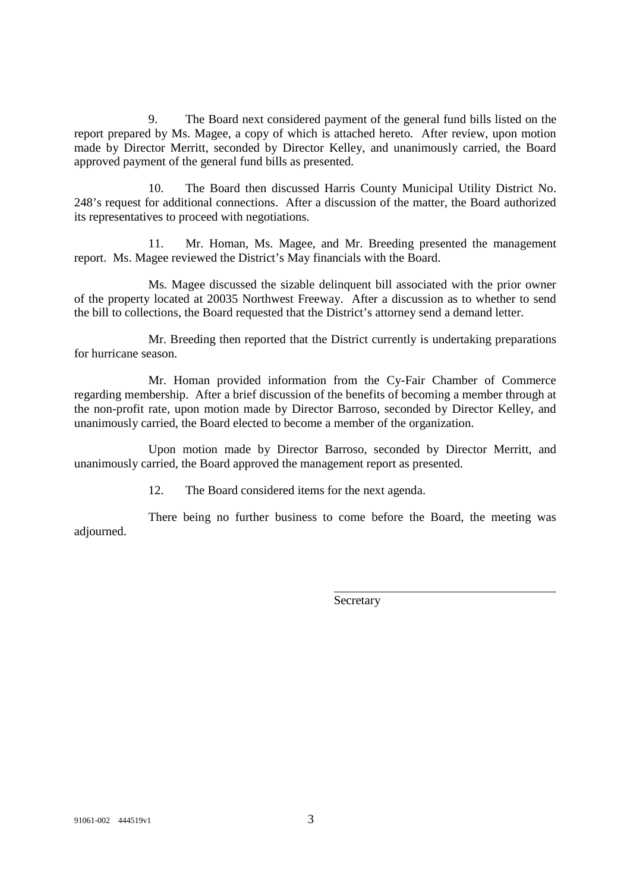9. The Board next considered payment of the general fund bills listed on the report prepared by Ms. Magee, a copy of which is attached hereto. After review, upon motion made by Director Merritt, seconded by Director Kelley, and unanimously carried, the Board approved payment of the general fund bills as presented.

10. The Board then discussed Harris County Municipal Utility District No. 248's request for additional connections. After a discussion of the matter, the Board authorized its representatives to proceed with negotiations.

11. Mr. Homan, Ms. Magee, and Mr. Breeding presented the management report. Ms. Magee reviewed the District's May financials with the Board.

Ms. Magee discussed the sizable delinquent bill associated with the prior owner of the property located at 20035 Northwest Freeway. After a discussion as to whether to send the bill to collections, the Board requested that the District's attorney send a demand letter.

Mr. Breeding then reported that the District currently is undertaking preparations for hurricane season.

Mr. Homan provided information from the Cy-Fair Chamber of Commerce regarding membership. After a brief discussion of the benefits of becoming a member through at the non-profit rate, upon motion made by Director Barroso, seconded by Director Kelley, and unanimously carried, the Board elected to become a member of the organization.

Upon motion made by Director Barroso, seconded by Director Merritt, and unanimously carried, the Board approved the management report as presented.

12. The Board considered items for the next agenda.

There being no further business to come before the Board, the meeting was adjourned.

\_\_\_\_\_\_\_\_\_\_\_\_\_\_\_\_\_\_\_\_\_\_\_\_\_\_\_\_\_\_\_\_\_\_\_\_

Secretary

91061-002 444519v1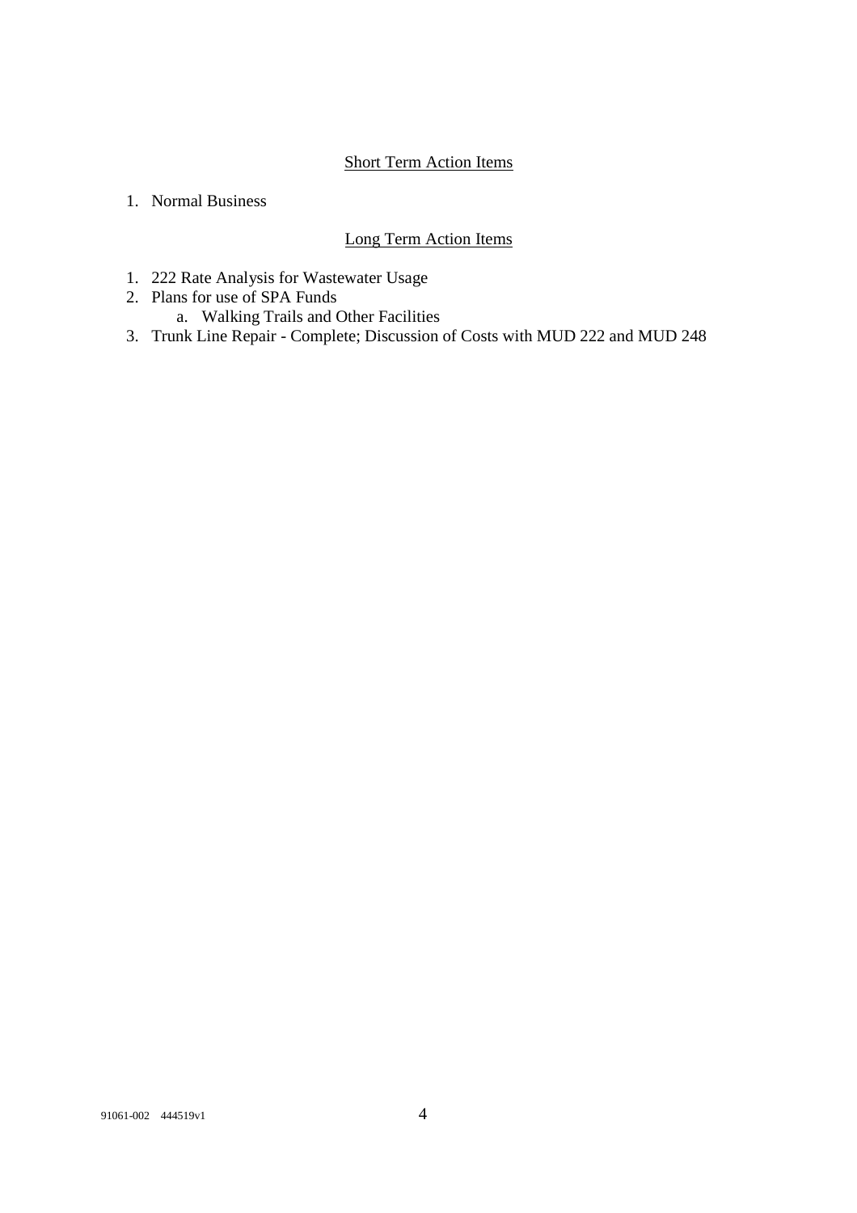## Short Term Action Items

1. Normal Business

## Long Term Action Items

1. 222 Rate Analysis for Wastewater Usage
2. Plans for use of SPA Funds
   a. Walking Trails and Other Facilities
3. Trunk Line Repair - Complete; Discussion of Costs with MUD 222 and MUD 248

91061-002 444519v1